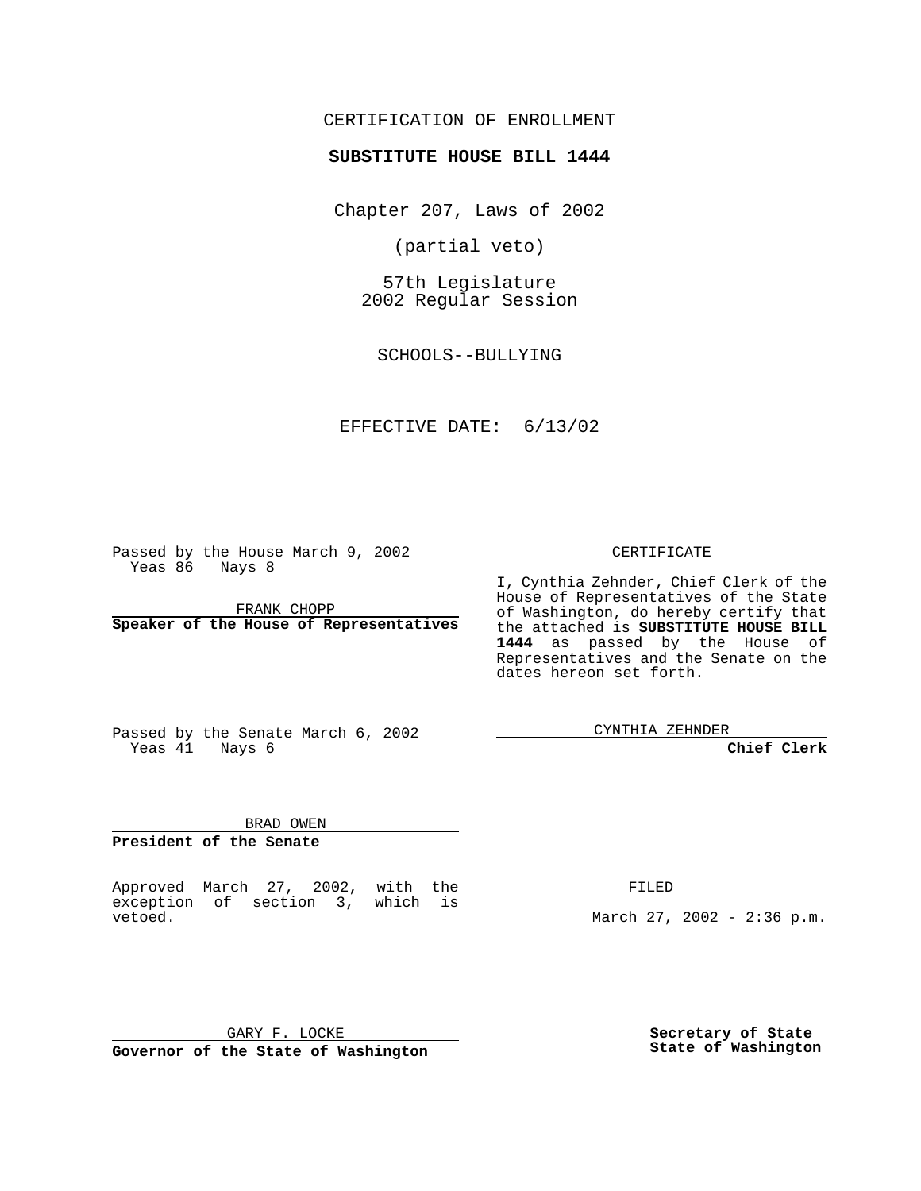CERTIFICATION OF ENROLLMENT

**SUBSTITUTE HOUSE BILL 1444**

Chapter 207, Laws of 2002

(partial veto)

57th Legislature
2002 Regular Session

SCHOOLS--BULLYING

EFFECTIVE DATE: 6/13/02

Passed by the House March 9, 2002
Yeas 86 Nays 8

FRANK CHOPP
**Speaker of the House of Representatives**

Passed by the Senate March 6, 2002
Yeas 41 Nays 6

BRAD OWEN
**President of the Senate**

Approved March 27, 2002, with the exception of section 3, which is vetoed.

GARY F. LOCKE
**Governor of the State of Washington**

CERTIFICATE

I, Cynthia Zehnder, Chief Clerk of the House of Representatives of the State of Washington, do hereby certify that the attached is **SUBSTITUTE HOUSE BILL 1444** as passed by the House of Representatives and the Senate on the dates hereon set forth.

CYNTHIA ZEHNDER
**Chief Clerk**

FILED

March 27, 2002 - 2:36 p.m.

**Secretary of State**
**State of Washington**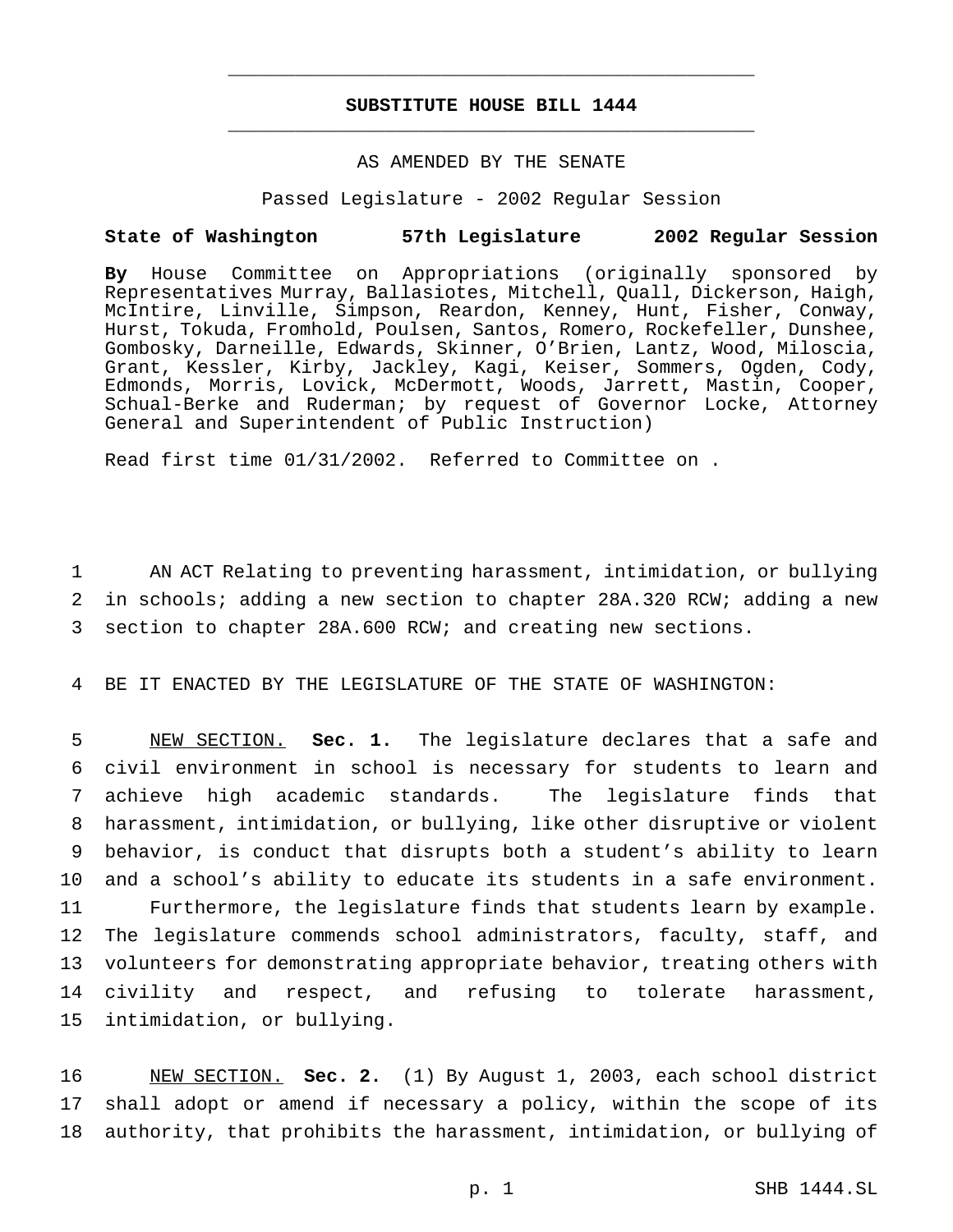# SUBSTITUTE HOUSE BILL 1444

AS AMENDED BY THE SENATE

Passed Legislature - 2002 Regular Session

**State of Washington 57th Legislature 2002 Regular Session**

**By** House Committee on Appropriations (originally sponsored by Representatives Murray, Ballasiotes, Mitchell, Quall, Dickerson, Haigh, McIntire, Linville, Simpson, Reardon, Kenney, Hunt, Fisher, Conway, Hurst, Tokuda, Fromhold, Poulsen, Santos, Romero, Rockefeller, Dunshee, Gombosky, Darneille, Edwards, Skinner, O'Brien, Lantz, Wood, Miloscia, Grant, Kessler, Kirby, Jackley, Kagi, Keiser, Sommers, Ogden, Cody, Edmonds, Morris, Lovick, McDermott, Woods, Jarrett, Mastin, Cooper, Schual-Berke and Ruderman; by request of Governor Locke, Attorney General and Superintendent of Public Instruction)

Read first time 01/31/2002. Referred to Committee on .

1 AN ACT Relating to preventing harassment, intimidation, or bullying
2 in schools; adding a new section to chapter 28A.320 RCW; adding a new
3 section to chapter 28A.600 RCW; and creating new sections.

4 BE IT ENACTED BY THE LEGISLATURE OF THE STATE OF WASHINGTON:

5 NEW SECTION. **Sec. 1.** The legislature declares that a safe and
6 civil environment in school is necessary for students to learn and
7 achieve high academic standards. The legislature finds that
8 harassment, intimidation, or bullying, like other disruptive or violent
9 behavior, is conduct that disrupts both a student's ability to learn
10 and a school's ability to educate its students in a safe environment.
11 Furthermore, the legislature finds that students learn by example.
12 The legislature commends school administrators, faculty, staff, and
13 volunteers for demonstrating appropriate behavior, treating others with
14 civility and respect, and refusing to tolerate harassment,
15 intimidation, or bullying.

16 NEW SECTION. **Sec. 2.** (1) By August 1, 2003, each school district
17 shall adopt or amend if necessary a policy, within the scope of its
18 authority, that prohibits the harassment, intimidation, or bullying of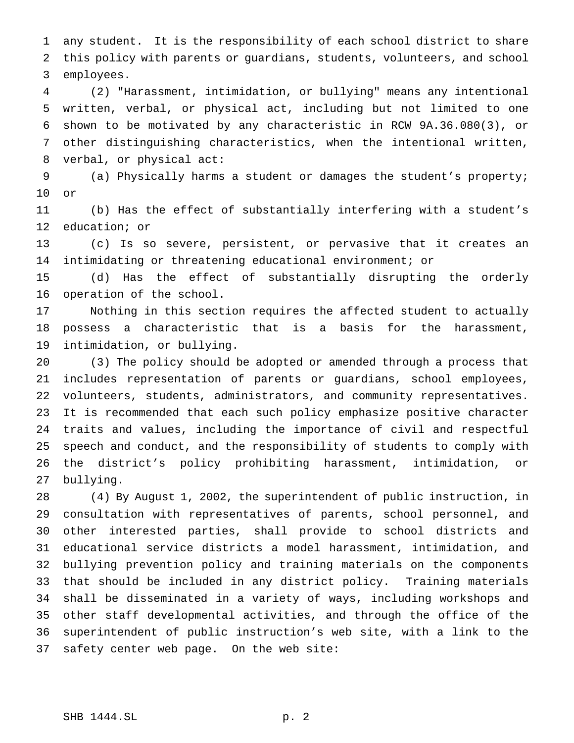any student. It is the responsibility of each school district to share this policy with parents or guardians, students, volunteers, and school employees.

(2) "Harassment, intimidation, or bullying" means any intentional written, verbal, or physical act, including but not limited to one shown to be motivated by any characteristic in RCW 9A.36.080(3), or other distinguishing characteristics, when the intentional written, verbal, or physical act:

(a) Physically harms a student or damages the student's property; or

(b) Has the effect of substantially interfering with a student's education; or

(c) Is so severe, persistent, or pervasive that it creates an intimidating or threatening educational environment; or

(d) Has the effect of substantially disrupting the orderly operation of the school.

Nothing in this section requires the affected student to actually possess a characteristic that is a basis for the harassment, intimidation, or bullying.

(3) The policy should be adopted or amended through a process that includes representation of parents or guardians, school employees, volunteers, students, administrators, and community representatives. It is recommended that each such policy emphasize positive character traits and values, including the importance of civil and respectful speech and conduct, and the responsibility of students to comply with the district's policy prohibiting harassment, intimidation, or bullying.

(4) By August 1, 2002, the superintendent of public instruction, in consultation with representatives of parents, school personnel, and other interested parties, shall provide to school districts and educational service districts a model harassment, intimidation, and bullying prevention policy and training materials on the components that should be included in any district policy. Training materials shall be disseminated in a variety of ways, including workshops and other staff developmental activities, and through the office of the superintendent of public instruction's web site, with a link to the safety center web page. On the web site: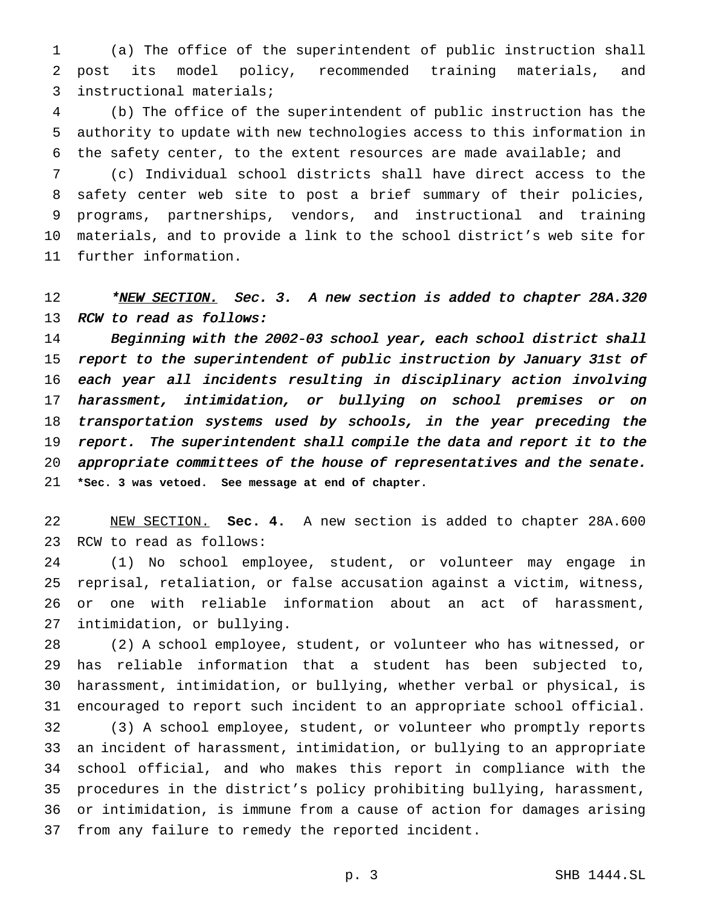(a) The office of the superintendent of public instruction shall post its model policy, recommended training materials, and instructional materials;

(b) The office of the superintendent of public instruction has the authority to update with new technologies access to this information in the safety center, to the extent resources are made available; and

(c) Individual school districts shall have direct access to the safety center web site to post a brief summary of their policies, programs, partnerships, vendors, and instructional and training materials, and to provide a link to the school district's web site for further information.

*\*<u>NEW SECTION.</u> Sec. 3. A new section is added to chapter 28A.320 RCW to read as follows:*

*Beginning with the 2002-03 school year, each school district shall report to the superintendent of public instruction by January 31st of each year all incidents resulting in disciplinary action involving harassment, intimidation, or bullying on school premises or on transportation systems used by schools, in the year preceding the report. The superintendent shall compile the data and report it to the appropriate committees of the house of representatives and the senate.*

**\*Sec. 3 was vetoed. See message at end of chapter.**

<u>NEW SECTION.</u> **Sec. 4.** A new section is added to chapter 28A.600 RCW to read as follows:

(1) No school employee, student, or volunteer may engage in reprisal, retaliation, or false accusation against a victim, witness, or one with reliable information about an act of harassment, intimidation, or bullying.

(2) A school employee, student, or volunteer who has witnessed, or has reliable information that a student has been subjected to, harassment, intimidation, or bullying, whether verbal or physical, is encouraged to report such incident to an appropriate school official.

(3) A school employee, student, or volunteer who promptly reports an incident of harassment, intimidation, or bullying to an appropriate school official, and who makes this report in compliance with the procedures in the district's policy prohibiting bullying, harassment, or intimidation, is immune from a cause of action for damages arising from any failure to remedy the reported incident.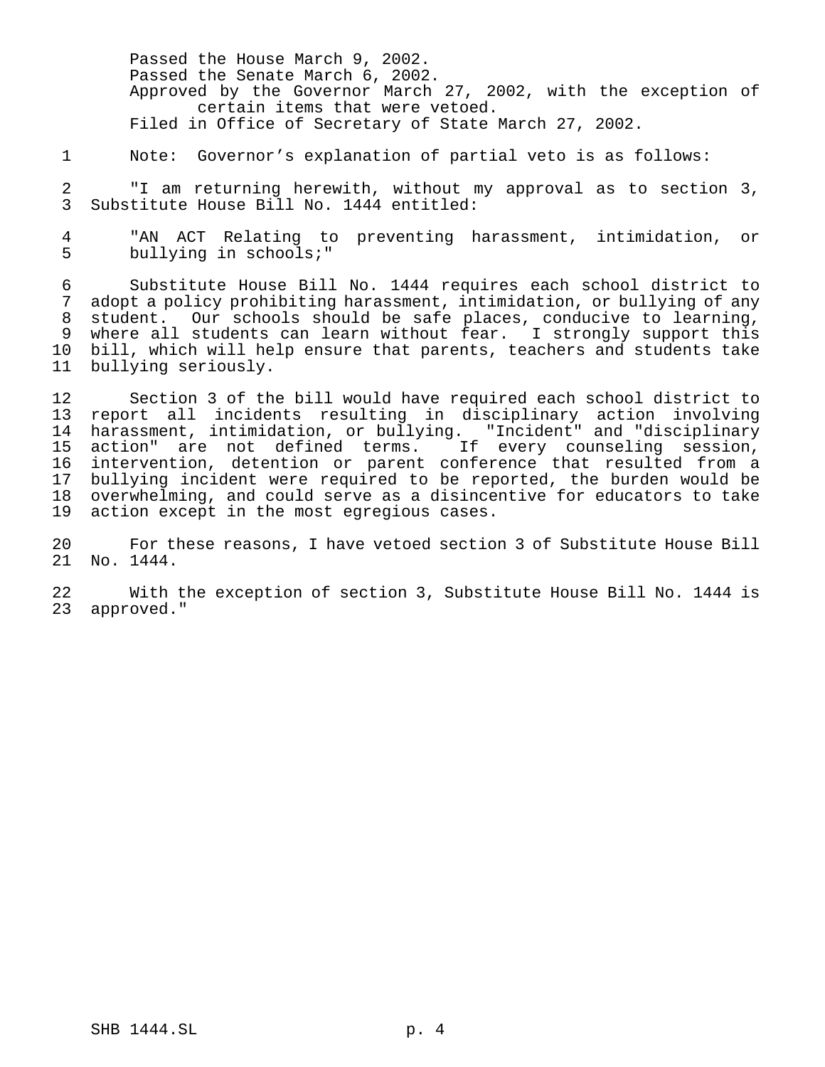Passed the House March 9, 2002.
Passed the Senate March 6, 2002.
Approved by the Governor March 27, 2002, with the exception of certain items that were vetoed.
Filed in Office of Secretary of State March 27, 2002.

Note: Governor's explanation of partial veto is as follows:

"I am returning herewith, without my approval as to section 3, Substitute House Bill No. 1444 entitled:

"AN ACT Relating to preventing harassment, intimidation, or bullying in schools;"

Substitute House Bill No. 1444 requires each school district to adopt a policy prohibiting harassment, intimidation, or bullying of any student. Our schools should be safe places, conducive to learning, where all students can learn without fear. I strongly support this bill, which will help ensure that parents, teachers and students take bullying seriously.

Section 3 of the bill would have required each school district to report all incidents resulting in disciplinary action involving harassment, intimidation, or bullying. "Incident" and "disciplinary action" are not defined terms. If every counseling session, intervention, detention or parent conference that resulted from a bullying incident were required to be reported, the burden would be overwhelming, and could serve as a disincentive for educators to take action except in the most egregious cases.

For these reasons, I have vetoed section 3 of Substitute House Bill No. 1444.

With the exception of section 3, Substitute House Bill No. 1444 is approved."